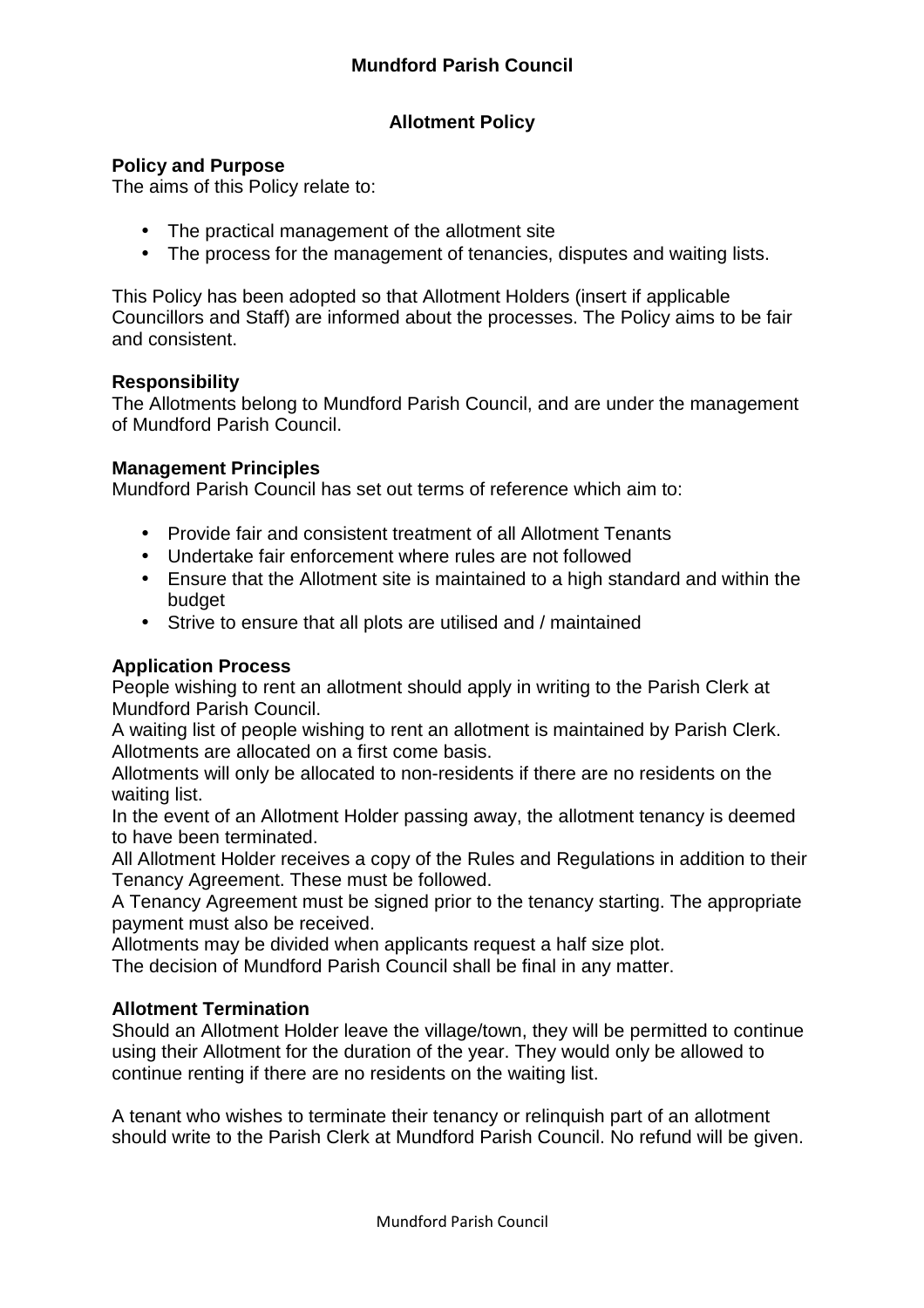**Mundford Parish Council**

**Allotment Policy**

**Policy and Purpose**
The aims of this Policy relate to:

- The practical management of the allotment site
- The process for the management of tenancies, disputes and waiting lists.

This Policy has been adopted so that Allotment Holders (insert if applicable Councillors and Staff) are informed about the processes. The Policy aims to be fair and consistent.

**Responsibility**
The Allotments belong to Mundford Parish Council, and are under the management of Mundford Parish Council.

**Management Principles**
Mundford Parish Council has set out terms of reference which aim to:

- Provide fair and consistent treatment of all Allotment Tenants
- Undertake fair enforcement where rules are not followed
- Ensure that the Allotment site is maintained to a high standard and within the budget
- Strive to ensure that all plots are utilised and / maintained

**Application Process**
People wishing to rent an allotment should apply in writing to the Parish Clerk at Mundford Parish Council.
A waiting list of people wishing to rent an allotment is maintained by Parish Clerk.
Allotments are allocated on a first come basis.
Allotments will only be allocated to non-residents if there are no residents on the waiting list.
In the event of an Allotment Holder passing away, the allotment tenancy is deemed to have been terminated.
All Allotment Holder receives a copy of the Rules and Regulations in addition to their Tenancy Agreement. These must be followed.
A Tenancy Agreement must be signed prior to the tenancy starting. The appropriate payment must also be received.
Allotments may be divided when applicants request a half size plot.
The decision of Mundford Parish Council shall be final in any matter.

**Allotment Termination**
Should an Allotment Holder leave the village/town, they will be permitted to continue using their Allotment for the duration of the year. They would only be allowed to continue renting if there are no residents on the waiting list.

A tenant who wishes to terminate their tenancy or relinquish part of an allotment should write to the Parish Clerk at Mundford Parish Council. No refund will be given.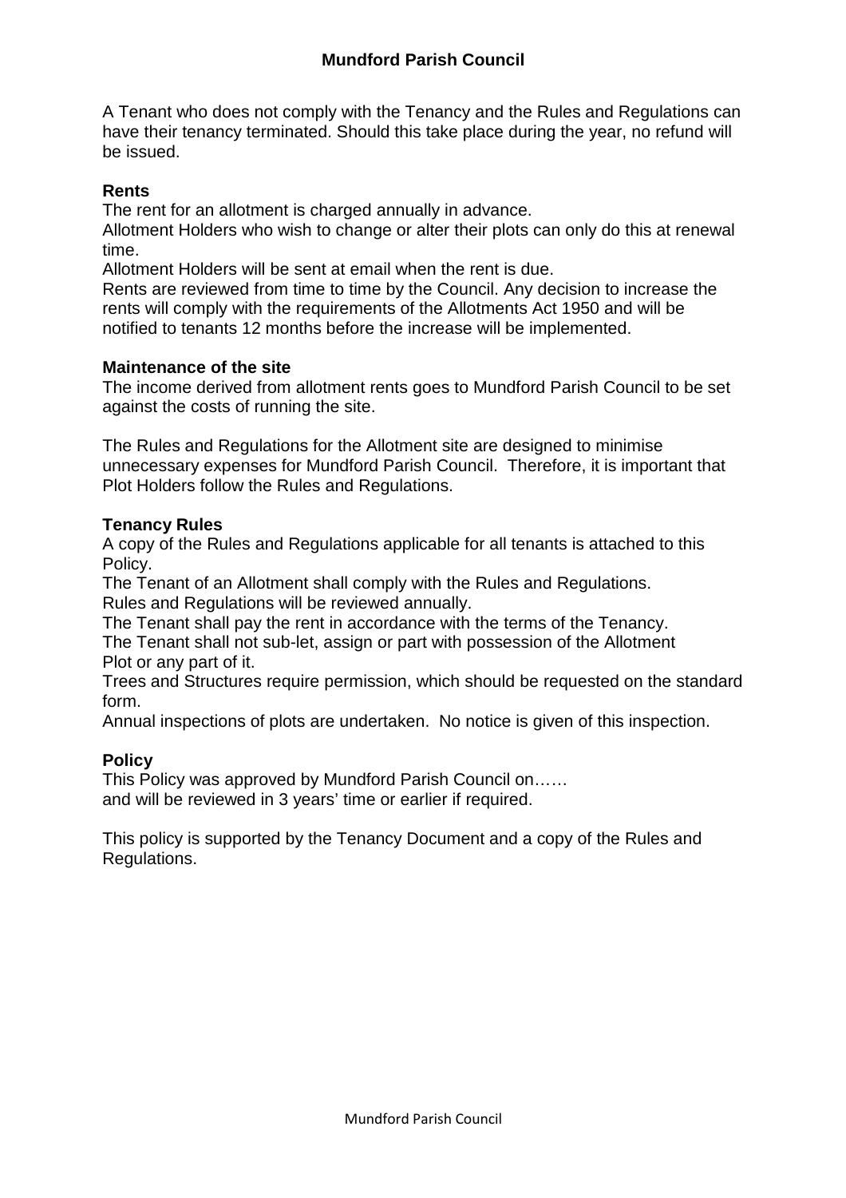A Tenant who does not comply with the Tenancy and the Rules and Regulations can have their tenancy terminated. Should this take place during the year, no refund will be issued.

**Rents**

The rent for an allotment is charged annually in advance.
Allotment Holders who wish to change or alter their plots can only do this at renewal time.
Allotment Holders will be sent at email when the rent is due.
Rents are reviewed from time to time by the Council. Any decision to increase the rents will comply with the requirements of the Allotments Act 1950 and will be notified to tenants 12 months before the increase will be implemented.

**Maintenance of the site**

The income derived from allotment rents goes to Mundford Parish Council to be set against the costs of running the site.

The Rules and Regulations for the Allotment site are designed to minimise unnecessary expenses for Mundford Parish Council. Therefore, it is important that Plot Holders follow the Rules and Regulations.

**Tenancy Rules**

A copy of the Rules and Regulations applicable for all tenants is attached to this Policy.
The Tenant of an Allotment shall comply with the Rules and Regulations.
Rules and Regulations will be reviewed annually.
The Tenant shall pay the rent in accordance with the terms of the Tenancy.
The Tenant shall not sub-let, assign or part with possession of the Allotment Plot or any part of it.
Trees and Structures require permission, which should be requested on the standard form.
Annual inspections of plots are undertaken. No notice is given of this inspection.

**Policy**

This Policy was approved by Mundford Parish Council on……
and will be reviewed in 3 years' time or earlier if required.

This policy is supported by the Tenancy Document and a copy of the Rules and Regulations.